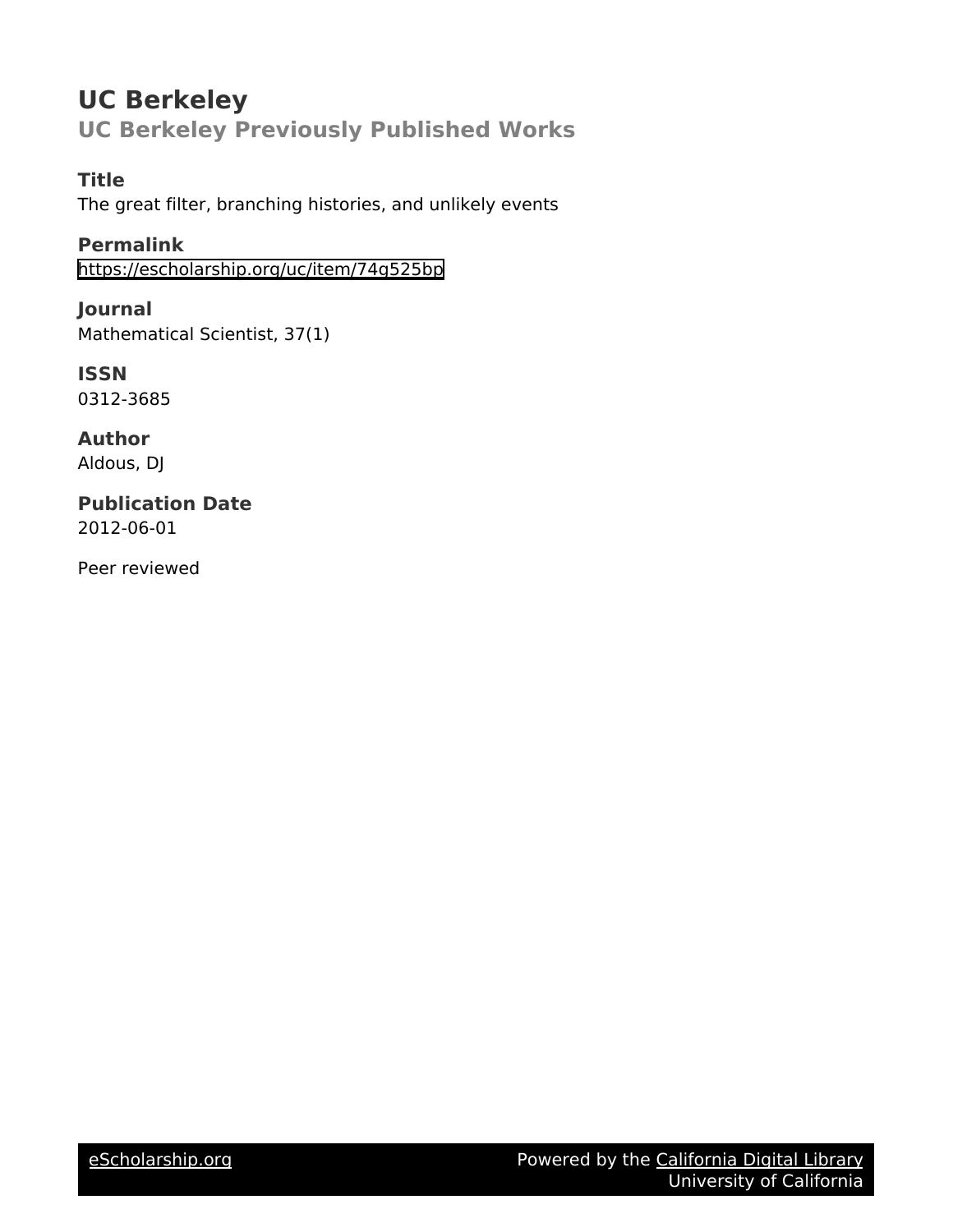# UC Berkeley

## UC Berkeley Previously Published Works

### Title

The great filter, branching histories, and unlikely events

### Permalink

https://escholarship.org/uc/item/74g525bp

### Journal

Mathematical Scientist, 37(1)

### ISSN

0312-3685

### Author

Aldous, DJ

### Publication Date

2012-06-01

Peer reviewed

eScholarship.org Powered by the California Digital Library University of California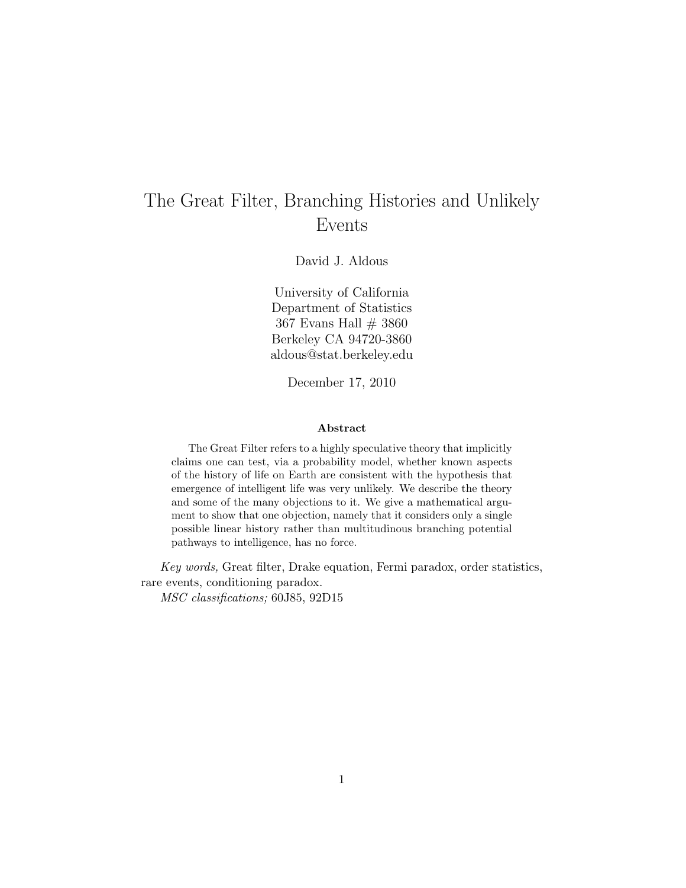# The Great Filter, Branching Histories and Unlikely Events

David J. Aldous

University of California
Department of Statistics
367 Evans Hall # 3860
Berkeley CA 94720-3860
aldous@stat.berkeley.edu

December 17, 2010

### Abstract

The Great Filter refers to a highly speculative theory that implicitly claims one can test, via a probability model, whether known aspects of the history of life on Earth are consistent with the hypothesis that emergence of intelligent life was very unlikely. We describe the theory and some of the many objections to it. We give a mathematical argument to show that one objection, namely that it considers only a single possible linear history rather than multitudinous branching potential pathways to intelligence, has no force.

*Key words,* Great filter, Drake equation, Fermi paradox, order statistics, rare events, conditioning paradox.

*MSC classifications;* 60J85, 92D15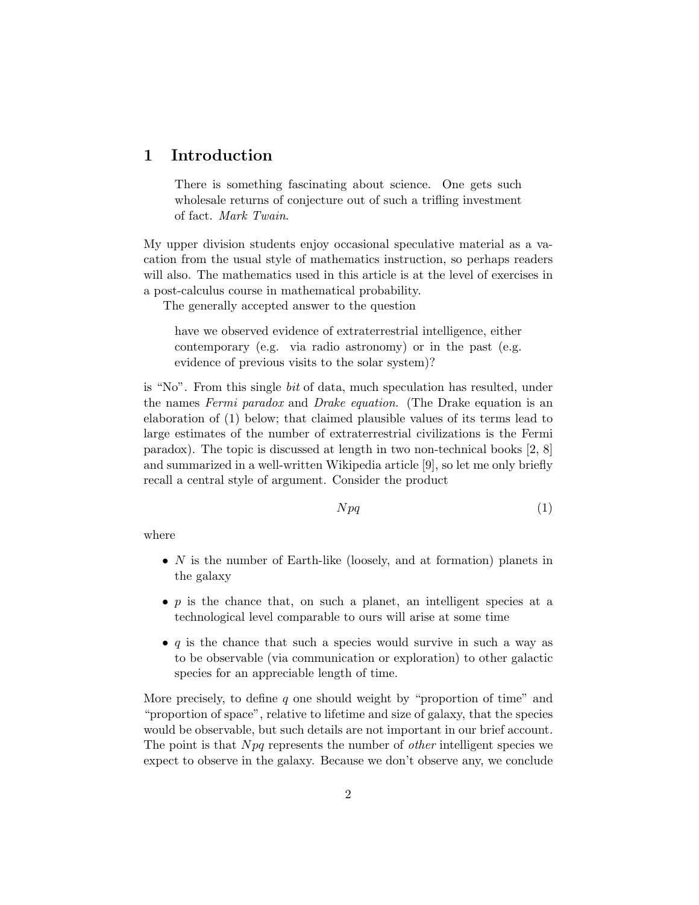# 1 Introduction

> There is something fascinating about science. One gets such wholesale returns of conjecture out of such a trifling investment of fact. *Mark Twain*.

My upper division students enjoy occasional speculative material as a vacation from the usual style of mathematics instruction, so perhaps readers will also. The mathematics used in this article is at the level of exercises in a post-calculus course in mathematical probability.

The generally accepted answer to the question

> have we observed evidence of extraterrestrial intelligence, either contemporary (e.g. via radio astronomy) or in the past (e.g. evidence of previous visits to the solar system)?

is "No". From this single *bit* of data, much speculation has resulted, under the names *Fermi paradox* and *Drake equation*. (The Drake equation is an elaboration of (1) below; that claimed plausible values of its terms lead to large estimates of the number of extraterrestrial civilizations is the Fermi paradox). The topic is discussed at length in two non-technical books [2, 8] and summarized in a well-written Wikipedia article [9], so let me only briefly recall a central style of argument. Consider the product

$$Npq \tag{1}$$

where

- $N$ is the number of Earth-like (loosely, and at formation) planets in the galaxy
- $p$ is the chance that, on such a planet, an intelligent species at a technological level comparable to ours will arise at some time
- $q$ is the chance that such a species would survive in such a way as to be observable (via communication or exploration) to other galactic species for an appreciable length of time.

More precisely, to define $q$ one should weight by "proportion of time" and "proportion of space", relative to lifetime and size of galaxy, that the species would be observable, but such details are not important in our brief account. The point is that $Npq$ represents the number of *other* intelligent species we expect to observe in the galaxy. Because we don't observe any, we conclude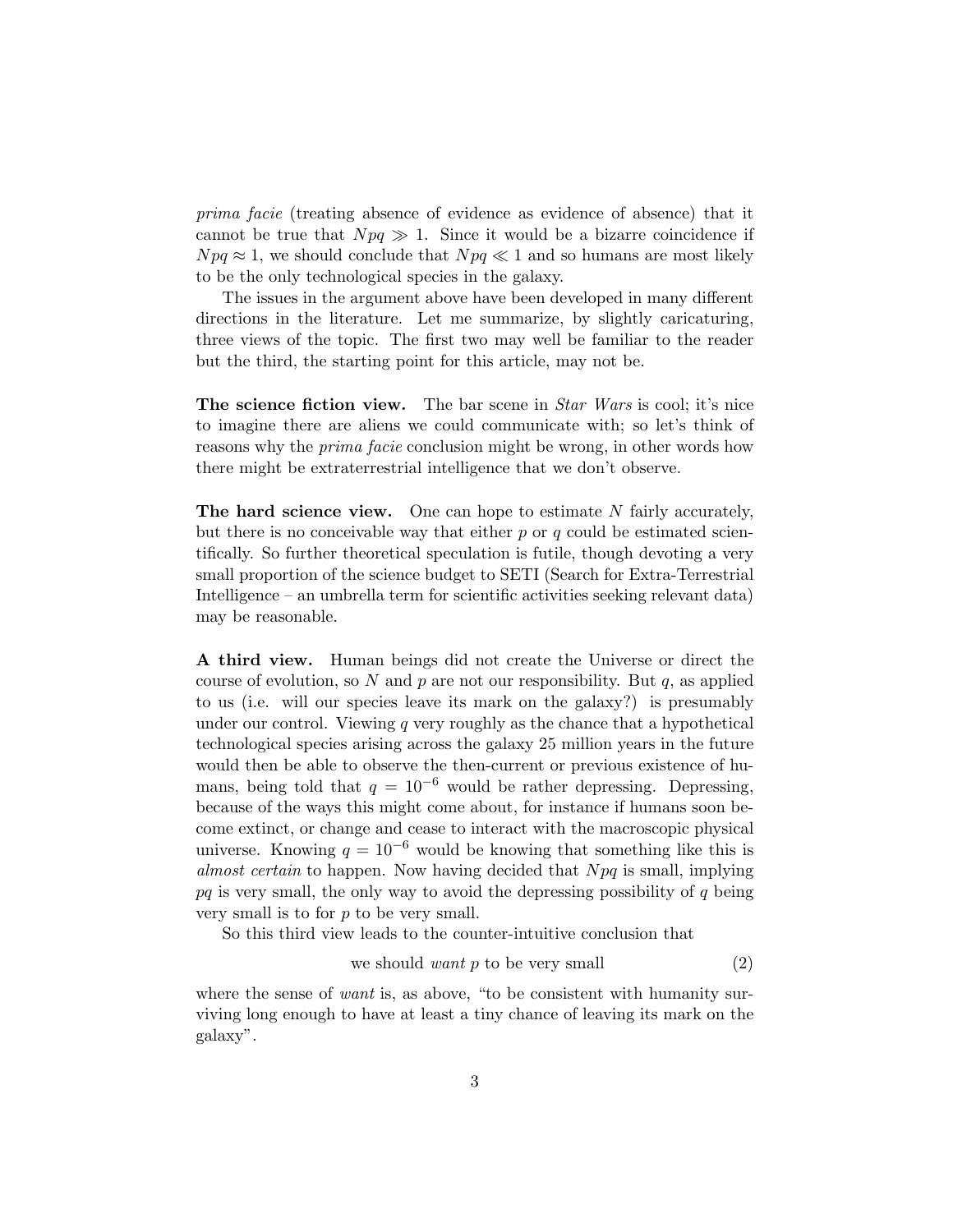*prima facie* (treating absence of evidence as evidence of absence) that it cannot be true that $Npq \gg 1$. Since it would be a bizarre coincidence if $Npq \approx 1$, we should conclude that $Npq \ll 1$ and so humans are most likely to be the only technological species in the galaxy.

The issues in the argument above have been developed in many different directions in the literature. Let me summarize, by slightly caricaturing, three views of the topic. The first two may well be familiar to the reader but the third, the starting point for this article, may not be.

**The science fiction view.** The bar scene in *Star Wars* is cool; it's nice to imagine there are aliens we could communicate with; so let's think of reasons why the *prima facie* conclusion might be wrong, in other words how there might be extraterrestrial intelligence that we don't observe.

**The hard science view.** One can hope to estimate $N$ fairly accurately, but there is no conceivable way that either $p$ or $q$ could be estimated scientifically. So further theoretical speculation is futile, though devoting a very small proportion of the science budget to SETI (Search for Extra-Terrestrial Intelligence – an umbrella term for scientific activities seeking relevant data) may be reasonable.

**A third view.** Human beings did not create the Universe or direct the course of evolution, so $N$ and $p$ are not our responsibility. But $q$, as applied to us (i.e. will our species leave its mark on the galaxy?) is presumably under our control. Viewing $q$ very roughly as the chance that a hypothetical technological species arising across the galaxy 25 million years in the future would then be able to observe the then-current or previous existence of humans, being told that $q = 10^{-6}$ would be rather depressing. Depressing, because of the ways this might come about, for instance if humans soon become extinct, or change and cease to interact with the macroscopic physical universe. Knowing $q = 10^{-6}$ would be knowing that something like this is *almost certain* to happen. Now having decided that $Npq$ is small, implying $pq$ is very small, the only way to avoid the depressing possibility of $q$ being very small is to for $p$ to be very small.

So this third view leads to the counter-intuitive conclusion that

$$\text{we should } \textit{want } p \text{ to be very small} \tag{2}$$

where the sense of *want* is, as above, "to be consistent with humanity surviving long enough to have at least a tiny chance of leaving its mark on the galaxy".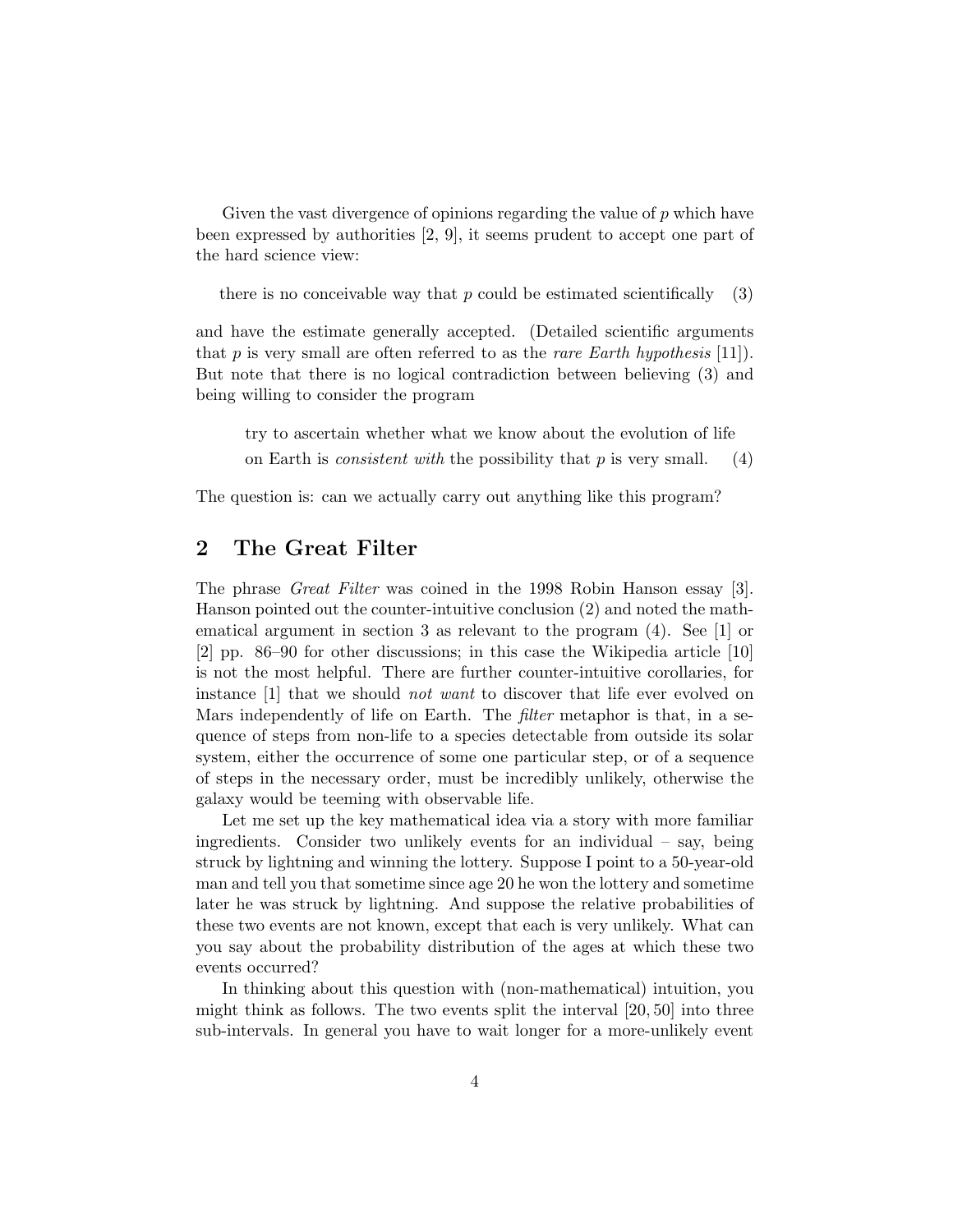Given the vast divergence of opinions regarding the value of $p$ which have been expressed by authorities [2, 9], it seems prudent to accept one part of the hard science view:

$$\text{there is no conceivable way that } p \text{ could be estimated scientifically} \quad (3)$$

and have the estimate generally accepted. (Detailed scientific arguments that $p$ is very small are often referred to as the *rare Earth hypothesis* [11]). But note that there is no logical contradiction between believing (3) and being willing to consider the program

> try to ascertain whether what we know about the evolution of life on Earth is *consistent with* the possibility that $p$ is very small. (4)

The question is: can we actually carry out anything like this program?

## 2 The Great Filter

The phrase *Great Filter* was coined in the 1998 Robin Hanson essay [3]. Hanson pointed out the counter-intuitive conclusion (2) and noted the mathematical argument in section 3 as relevant to the program (4). See [1] or [2] pp. 86–90 for other discussions; in this case the Wikipedia article [10] is not the most helpful. There are further counter-intuitive corollaries, for instance [1] that we should *not want* to discover that life ever evolved on Mars independently of life on Earth. The *filter* metaphor is that, in a sequence of steps from non-life to a species detectable from outside its solar system, either the occurrence of some one particular step, or of a sequence of steps in the necessary order, must be incredibly unlikely, otherwise the galaxy would be teeming with observable life.

Let me set up the key mathematical idea via a story with more familiar ingredients. Consider two unlikely events for an individual – say, being struck by lightning and winning the lottery. Suppose I point to a 50-year-old man and tell you that sometime since age 20 he won the lottery and sometime later he was struck by lightning. And suppose the relative probabilities of these two events are not known, except that each is very unlikely. What can you say about the probability distribution of the ages at which these two events occurred?

In thinking about this question with (non-mathematical) intuition, you might think as follows. The two events split the interval $[20, 50]$ into three sub-intervals. In general you have to wait longer for a more-unlikely event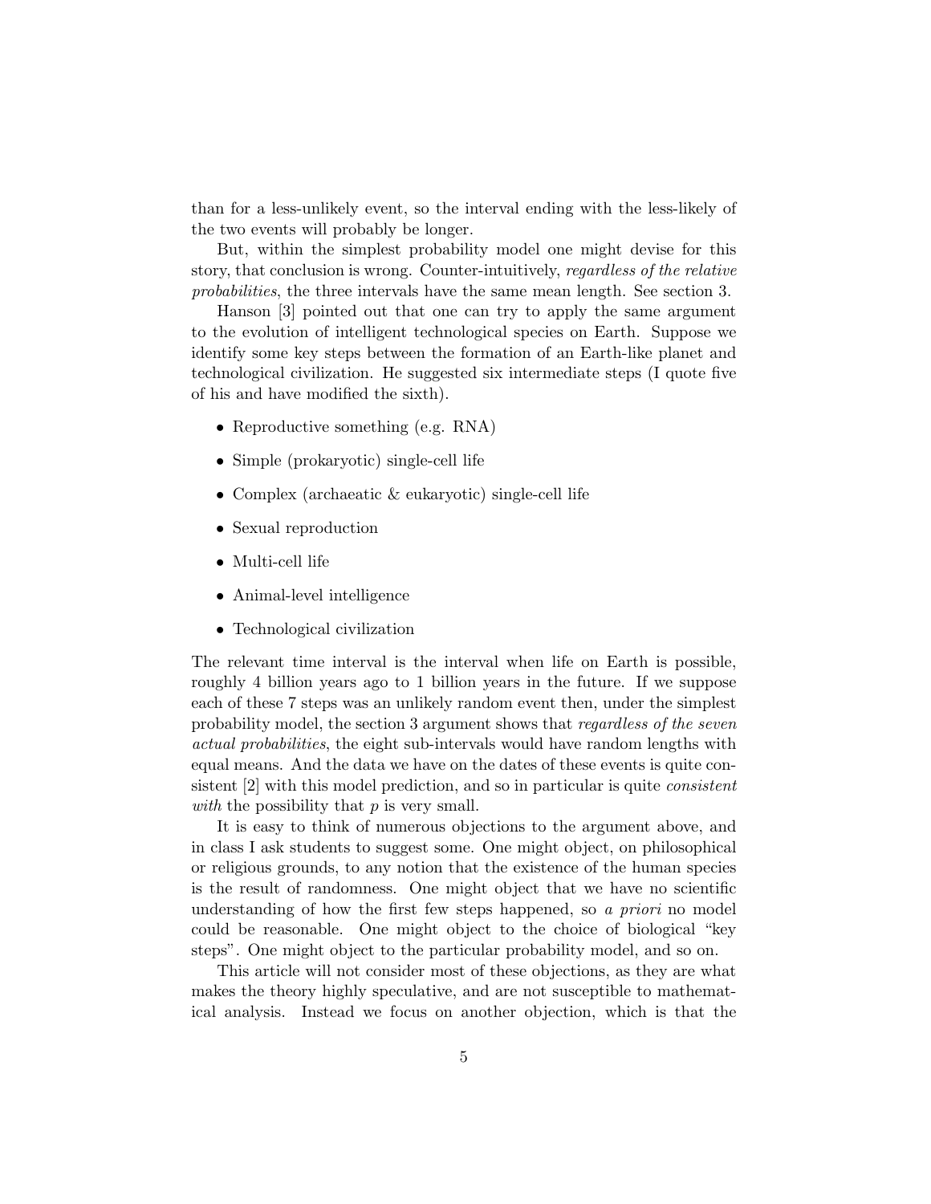than for a less-unlikely event, so the interval ending with the less-likely of the two events will probably be longer.

But, within the simplest probability model one might devise for this story, that conclusion is wrong. Counter-intuitively, *regardless of the relative probabilities*, the three intervals have the same mean length. See section 3.

Hanson [3] pointed out that one can try to apply the same argument to the evolution of intelligent technological species on Earth. Suppose we identify some key steps between the formation of an Earth-like planet and technological civilization. He suggested six intermediate steps (I quote five of his and have modified the sixth).

- Reproductive something (e.g. RNA)
- Simple (prokaryotic) single-cell life
- Complex (archaeatic & eukaryotic) single-cell life
- Sexual reproduction
- Multi-cell life
- Animal-level intelligence
- Technological civilization

The relevant time interval is the interval when life on Earth is possible, roughly 4 billion years ago to 1 billion years in the future. If we suppose each of these 7 steps was an unlikely random event then, under the simplest probability model, the section 3 argument shows that *regardless of the seven actual probabilities*, the eight sub-intervals would have random lengths with equal means. And the data we have on the dates of these events is quite consistent [2] with this model prediction, and so in particular is quite *consistent with* the possibility that $p$ is very small.

It is easy to think of numerous objections to the argument above, and in class I ask students to suggest some. One might object, on philosophical or religious grounds, to any notion that the existence of the human species is the result of randomness. One might object that we have no scientific understanding of how the first few steps happened, so *a priori* no model could be reasonable. One might object to the choice of biological "key steps". One might object to the particular probability model, and so on.

This article will not consider most of these objections, as they are what makes the theory highly speculative, and are not susceptible to mathematical analysis. Instead we focus on another objection, which is that the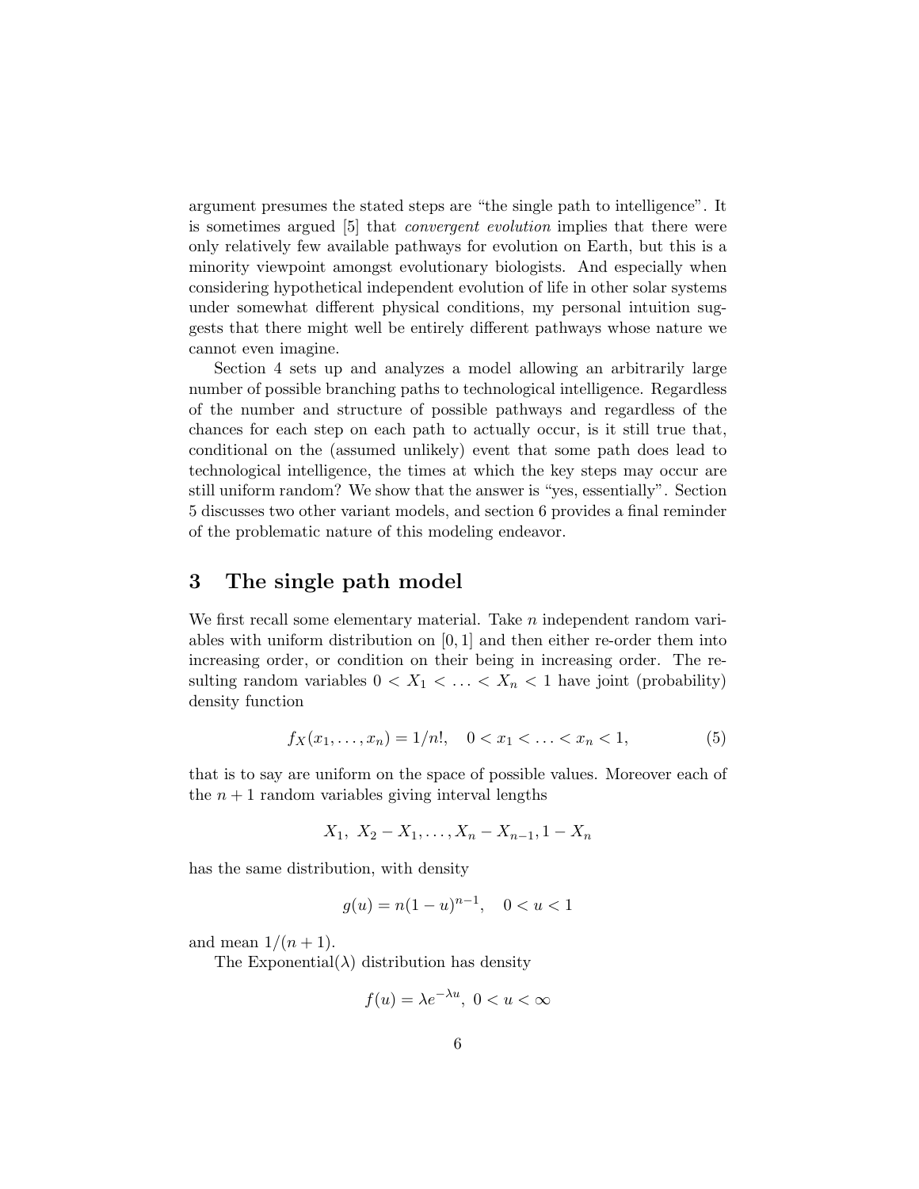argument presumes the stated steps are "the single path to intelligence". It is sometimes argued [5] that *convergent evolution* implies that there were only relatively few available pathways for evolution on Earth, but this is a minority viewpoint amongst evolutionary biologists. And especially when considering hypothetical independent evolution of life in other solar systems under somewhat different physical conditions, my personal intuition suggests that there might well be entirely different pathways whose nature we cannot even imagine.

Section 4 sets up and analyzes a model allowing an arbitrarily large number of possible branching paths to technological intelligence. Regardless of the number and structure of possible pathways and regardless of the chances for each step on each path to actually occur, is it still true that, conditional on the (assumed unlikely) event that some path does lead to technological intelligence, the times at which the key steps may occur are still uniform random? We show that the answer is "yes, essentially". Section 5 discusses two other variant models, and section 6 provides a final reminder of the problematic nature of this modeling endeavor.

## 3 The single path model

We first recall some elementary material. Take $n$ independent random variables with uniform distribution on $[0, 1]$ and then either re-order them into increasing order, or condition on their being in increasing order. The resulting random variables $0 < X_1 < \ldots < X_n < 1$ have joint (probability) density function

$$f_X(x_1, \ldots, x_n) = 1/n!, \quad 0 < x_1 < \ldots < x_n < 1, \tag{5}$$

that is to say are uniform on the space of possible values. Moreover each of the $n + 1$ random variables giving interval lengths

$$X_1, \ X_2 - X_1, \ldots, X_n - X_{n-1}, 1 - X_n$$

has the same distribution, with density

$$g(u) = n(1 - u)^{n-1}, \quad 0 < u < 1$$

and mean $1/(n + 1)$.

The Exponential($\lambda$) distribution has density

$$f(u) = \lambda e^{-\lambda u}, \ 0 < u < \infty$$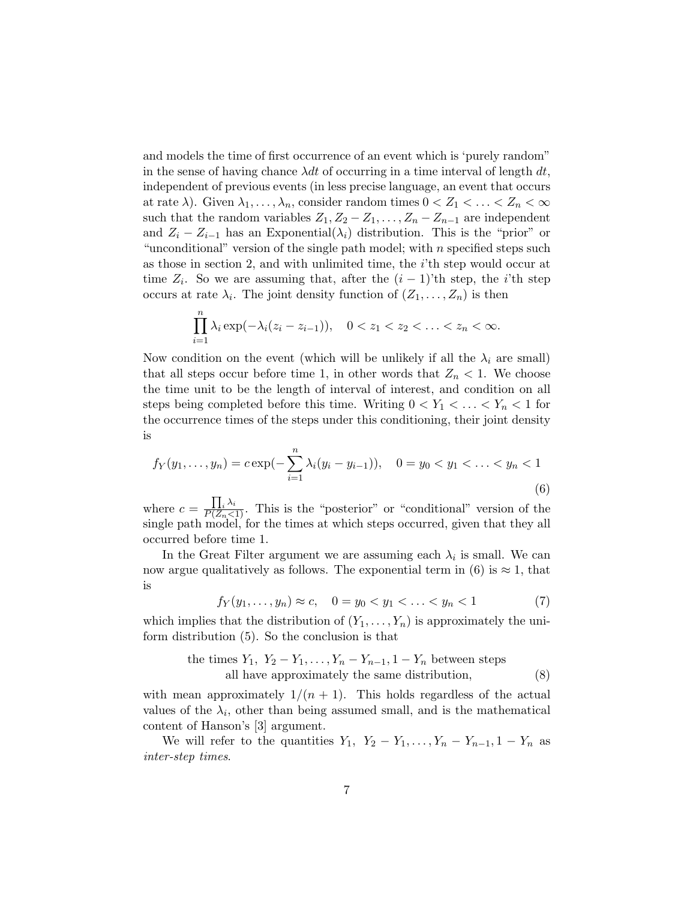and models the time of first occurrence of an event which is 'purely random" in the sense of having chance $\lambda dt$ of occurring in a time interval of length $dt$, independent of previous events (in less precise language, an event that occurs at rate $\lambda$). Given $\lambda_1, \ldots, \lambda_n$, consider random times $0 < Z_1 < \ldots < Z_n < \infty$ such that the random variables $Z_1, Z_2 - Z_1, \ldots, Z_n - Z_{n-1}$ are independent and $Z_i - Z_{i-1}$ has an Exponential($\lambda_i$) distribution. This is the "prior" or "unconditional" version of the single path model; with $n$ specified steps such as those in section 2, and with unlimited time, the $i$'th step would occur at time $Z_i$. So we are assuming that, after the $(i-1)$'th step, the $i$'th step occurs at rate $\lambda_i$. The joint density function of $(Z_1, \ldots, Z_n)$ is then

$$\prod_{i=1}^{n} \lambda_i \exp(-\lambda_i(z_i - z_{i-1})), \quad 0 < z_1 < z_2 < \ldots < z_n < \infty.$$

Now condition on the event (which will be unlikely if all the $\lambda_i$ are small) that all steps occur before time 1, in other words that $Z_n < 1$. We choose the time unit to be the length of interval of interest, and condition on all steps being completed before this time. Writing $0 < Y_1 < \ldots < Y_n < 1$ for the occurrence times of the steps under this conditioning, their joint density is

$$f_Y(y_1, \ldots, y_n) = c \exp(-\sum_{i=1}^{n} \lambda_i(y_i - y_{i-1})), \quad 0 = y_0 < y_1 < \ldots < y_n < 1 \tag{6}$$

where $c = \frac{\prod_i \lambda_i}{P(Z_n < 1)}$. This is the "posterior" or "conditional" version of the single path model, for the times at which steps occurred, given that they all occurred before time 1.

In the Great Filter argument we are assuming each $\lambda_i$ is small. We can now argue qualitatively as follows. The exponential term in (6) is $\approx 1$, that is

$$f_Y(y_1, \ldots, y_n) \approx c, \quad 0 = y_0 < y_1 < \ldots < y_n < 1 \tag{7}$$

which implies that the distribution of $(Y_1, \ldots, Y_n)$ is approximately the uniform distribution (5). So the conclusion is that

$$\text{the times } Y_1,\ Y_2 - Y_1, \ldots, Y_n - Y_{n-1}, 1 - Y_n \text{ between steps all have approximately the same distribution,} \tag{8}$$

with mean approximately $1/(n+1)$. This holds regardless of the actual values of the $\lambda_i$, other than being assumed small, and is the mathematical content of Hanson's [3] argument.

We will refer to the quantities $Y_1,\ Y_2 - Y_1, \ldots, Y_n - Y_{n-1}, 1 - Y_n$ as *inter-step times*.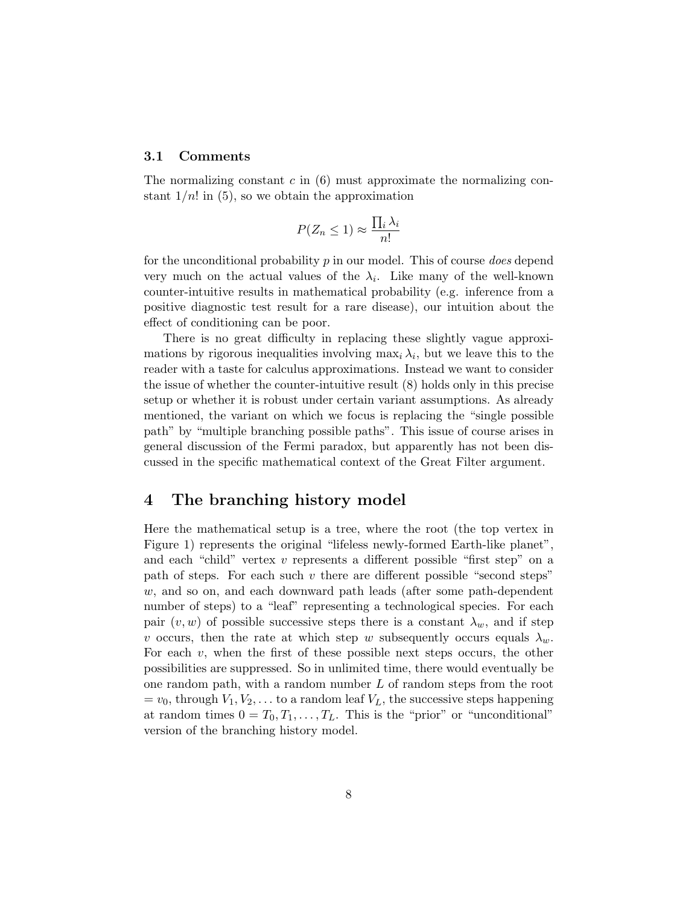### 3.1 Comments

The normalizing constant $c$ in (6) must approximate the normalizing constant $1/n!$ in (5), so we obtain the approximation

$$P(Z_n \leq 1) \approx \frac{\prod_i \lambda_i}{n!}$$

for the unconditional probability $p$ in our model. This of course *does* depend very much on the actual values of the $\lambda_i$. Like many of the well-known counter-intuitive results in mathematical probability (e.g. inference from a positive diagnostic test result for a rare disease), our intuition about the effect of conditioning can be poor.

There is no great difficulty in replacing these slightly vague approximations by rigorous inequalities involving $\max_i \lambda_i$, but we leave this to the reader with a taste for calculus approximations. Instead we want to consider the issue of whether the counter-intuitive result (8) holds only in this precise setup or whether it is robust under certain variant assumptions. As already mentioned, the variant on which we focus is replacing the "single possible path" by "multiple branching possible paths". This issue of course arises in general discussion of the Fermi paradox, but apparently has not been discussed in the specific mathematical context of the Great Filter argument.

## 4 The branching history model

Here the mathematical setup is a tree, where the root (the top vertex in Figure 1) represents the original "lifeless newly-formed Earth-like planet", and each "child" vertex $v$ represents a different possible "first step" on a path of steps. For each such $v$ there are different possible "second steps" $w$, and so on, and each downward path leads (after some path-dependent number of steps) to a "leaf" representing a technological species. For each pair $(v, w)$ of possible successive steps there is a constant $\lambda_w$, and if step $v$ occurs, then the rate at which step $w$ subsequently occurs equals $\lambda_w$. For each $v$, when the first of these possible next steps occurs, the other possibilities are suppressed. So in unlimited time, there would eventually be one random path, with a random number $L$ of random steps from the root $= v_0$, through $V_1, V_2, \ldots$ to a random leaf $V_L$, the successive steps happening at random times $0 = T_0, T_1, \ldots, T_L$. This is the "prior" or "unconditional" version of the branching history model.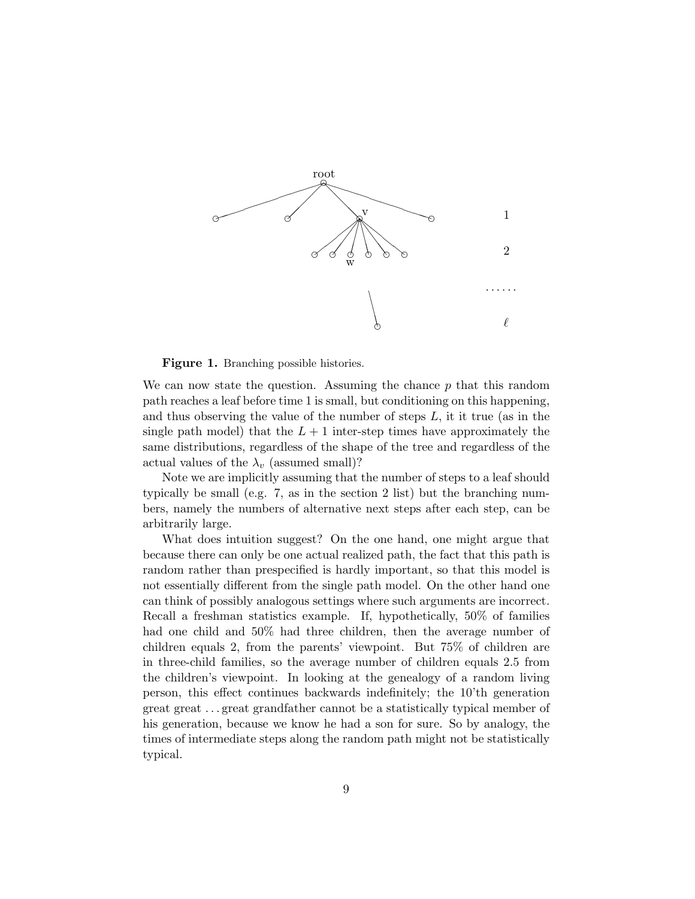**Figure 1.** Branching possible histories.

We can now state the question. Assuming the chance $p$ that this random path reaches a leaf before time 1 is small, but conditioning on this happening, and thus observing the value of the number of steps $L$, it it true (as in the single path model) that the $L+1$ inter-step times have approximately the same distributions, regardless of the shape of the tree and regardless of the actual values of the $\lambda_v$ (assumed small)?

Note we are implicitly assuming that the number of steps to a leaf should typically be small (e.g. 7, as in the section 2 list) but the branching numbers, namely the numbers of alternative next steps after each step, can be arbitrarily large.

What does intuition suggest? On the one hand, one might argue that because there can only be one actual realized path, the fact that this path is random rather than prespecified is hardly important, so that this model is not essentially different from the single path model. On the other hand one can think of possibly analogous settings where such arguments are incorrect. Recall a freshman statistics example. If, hypothetically, 50% of families had one child and 50% had three children, then the average number of children equals 2, from the parents' viewpoint. But 75% of children are in three-child families, so the average number of children equals 2.5 from the children's viewpoint. In looking at the genealogy of a random living person, this effect continues backwards indefinitely; the 10'th generation great great ... great grandfather cannot be a statistically typical member of his generation, because we know he had a son for sure. So by analogy, the times of intermediate steps along the random path might not be statistically typical.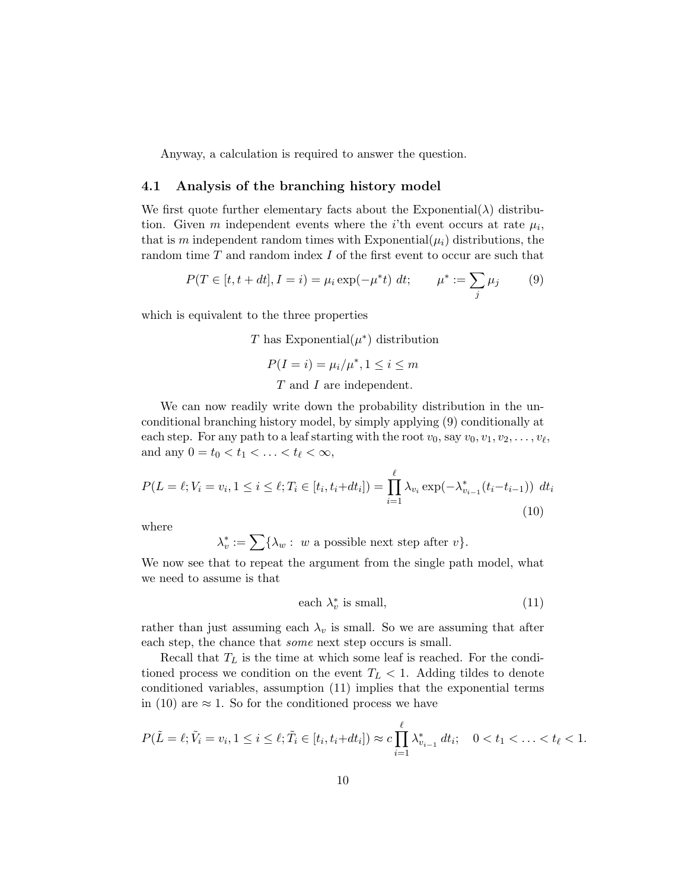Anyway, a calculation is required to answer the question.

### 4.1 Analysis of the branching history model

We first quote further elementary facts about the Exponential($\lambda$) distribution. Given $m$ independent events where the $i$'th event occurs at rate $\mu_i$, that is $m$ independent random times with Exponential($\mu_i$) distributions, the random time $T$ and random index $I$ of the first event to occur are such that

$$P(T \in [t, t+dt], I = i) = \mu_i \exp(-\mu^* t)\ dt; \qquad \mu^* := \sum_j \mu_j \tag{9}$$

which is equivalent to the three properties

$$T \text{ has Exponential}(\mu^*) \text{ distribution}$$

$$P(I = i) = \mu_i/\mu^*, 1 \le i \le m$$

$$T \text{ and } I \text{ are independent.}$$

We can now readily write down the probability distribution in the unconditional branching history model, by simply applying (9) conditionally at each step. For any path to a leaf starting with the root $v_0$, say $v_0, v_1, v_2, \ldots, v_\ell$, and any $0 = t_0 < t_1 < \ldots < t_\ell < \infty$,

$$P(L = \ell; V_i = v_i, 1 \le i \le \ell; T_i \in [t_i, t_i+dt_i]) = \prod_{i=1}^{\ell} \lambda_{v_i} \exp(-\lambda^*_{v_{i-1}}(t_i - t_{i-1}))\ dt_i \tag{10}$$

where

$$\lambda^*_v := \sum\{\lambda_w :\ w \text{ a possible next step after } v\}.$$

We now see that to repeat the argument from the single path model, what we need to assume is that

$$\text{each } \lambda^*_v \text{ is small,} \tag{11}$$

rather than just assuming each $\lambda_v$ is small. So we are assuming that after each step, the chance that *some* next step occurs is small.

Recall that $T_L$ is the time at which some leaf is reached. For the conditioned process we condition on the event $T_L < 1$. Adding tildes to denote conditioned variables, assumption (11) implies that the exponential terms in (10) are $\approx 1$. So for the conditioned process we have

$$P(\tilde{L} = \ell; \tilde{V}_i = v_i, 1 \le i \le \ell; \tilde{T}_i \in [t_i, t_i+dt_i]) \approx c \prod_{i=1}^{\ell} \lambda^*_{v_{i-1}}\ dt_i; \quad 0 < t_1 < \ldots < t_\ell < 1.$$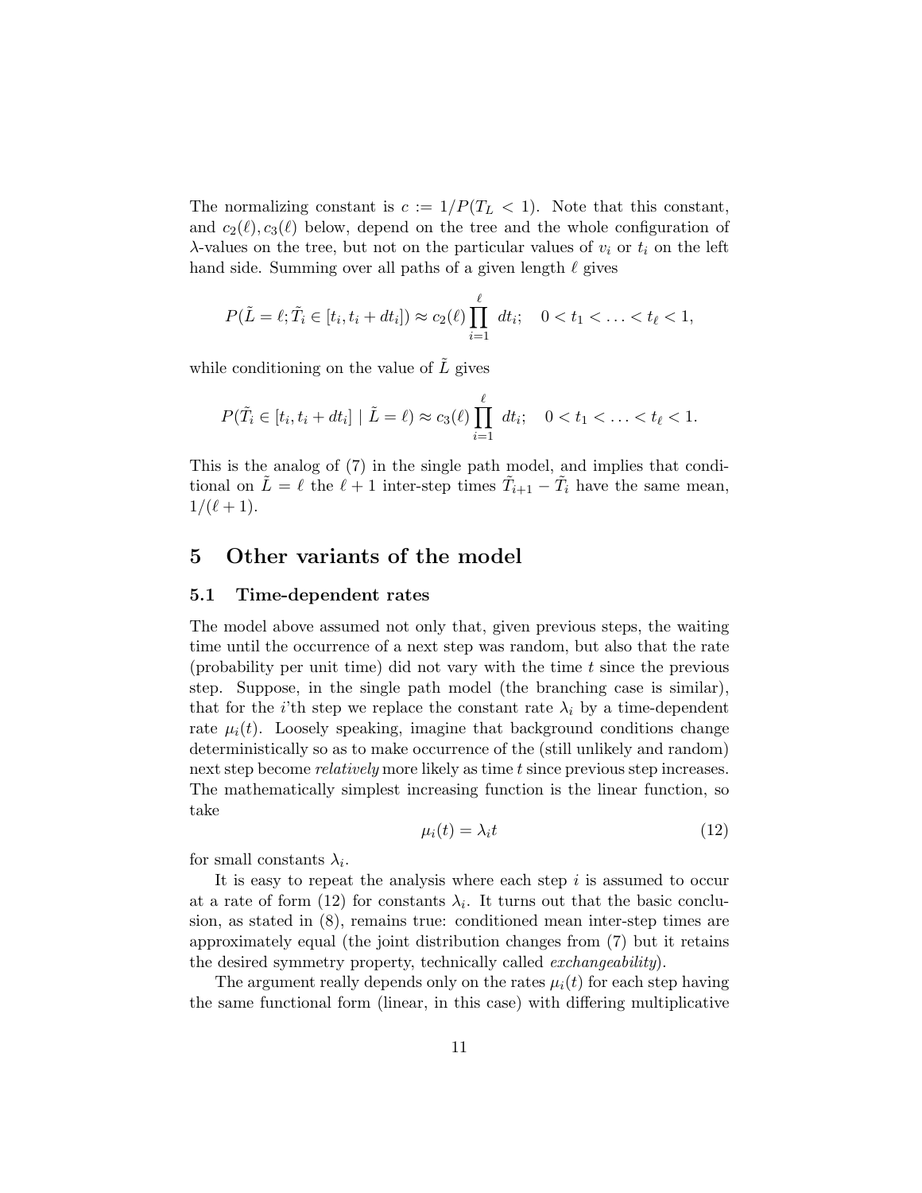The normalizing constant is $c := 1/P(T_L < 1)$. Note that this constant, and $c_2(\ell), c_3(\ell)$ below, depend on the tree and the whole configuration of $\lambda$-values on the tree, but not on the particular values of $v_i$ or $t_i$ on the left hand side. Summing over all paths of a given length $\ell$ gives

$$P(\tilde{L} = \ell; \tilde{T}_i \in [t_i, t_i + dt_i]) \approx c_2(\ell) \prod_{i=1}^{\ell} dt_i; \quad 0 < t_1 < \ldots < t_\ell < 1,$$

while conditioning on the value of $\tilde{L}$ gives

$$P(\tilde{T}_i \in [t_i, t_i + dt_i] \mid \tilde{L} = \ell) \approx c_3(\ell) \prod_{i=1}^{\ell} dt_i; \quad 0 < t_1 < \ldots < t_\ell < 1.$$

This is the analog of (7) in the single path model, and implies that conditional on $\tilde{L} = \ell$ the $\ell + 1$ inter-step times $\tilde{T}_{i+1} - \tilde{T}_i$ have the same mean, $1/(\ell + 1)$.

# 5 Other variants of the model

## 5.1 Time-dependent rates

The model above assumed not only that, given previous steps, the waiting time until the occurrence of a next step was random, but also that the rate (probability per unit time) did not vary with the time $t$ since the previous step. Suppose, in the single path model (the branching case is similar), that for the $i$'th step we replace the constant rate $\lambda_i$ by a time-dependent rate $\mu_i(t)$. Loosely speaking, imagine that background conditions change deterministically so as to make occurrence of the (still unlikely and random) next step become *relatively* more likely as time $t$ since previous step increases. The mathematically simplest increasing function is the linear function, so take

$$\mu_i(t) = \lambda_i t \tag{12}$$

for small constants $\lambda_i$.

It is easy to repeat the analysis where each step $i$ is assumed to occur at a rate of form (12) for constants $\lambda_i$. It turns out that the basic conclusion, as stated in (8), remains true: conditioned mean inter-step times are approximately equal (the joint distribution changes from (7) but it retains the desired symmetry property, technically called *exchangeability*).

The argument really depends only on the rates $\mu_i(t)$ for each step having the same functional form (linear, in this case) with differing multiplicative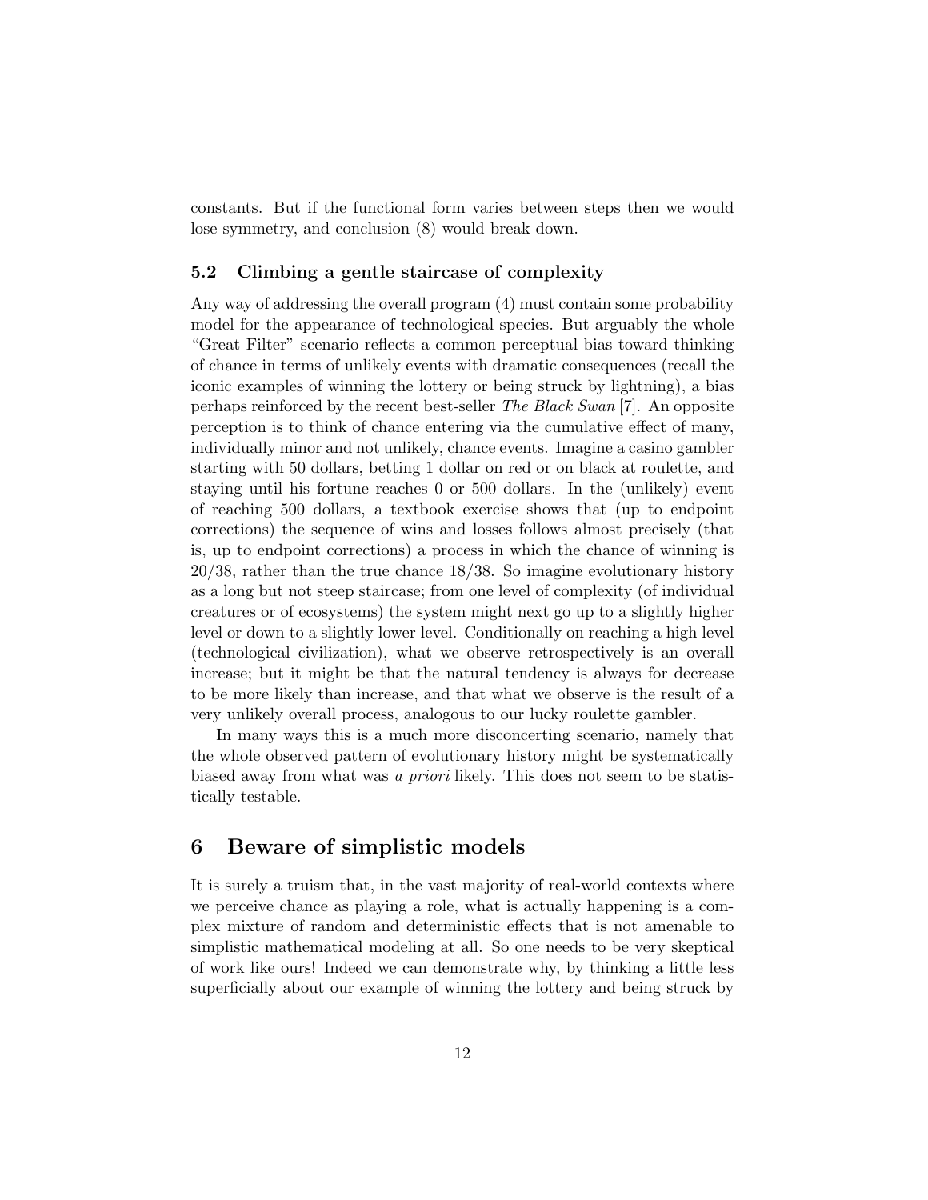constants. But if the functional form varies between steps then we would lose symmetry, and conclusion (8) would break down.

### 5.2 Climbing a gentle staircase of complexity

Any way of addressing the overall program (4) must contain some probability model for the appearance of technological species. But arguably the whole "Great Filter" scenario reflects a common perceptual bias toward thinking of chance in terms of unlikely events with dramatic consequences (recall the iconic examples of winning the lottery or being struck by lightning), a bias perhaps reinforced by the recent best-seller *The Black Swan* [7]. An opposite perception is to think of chance entering via the cumulative effect of many, individually minor and not unlikely, chance events. Imagine a casino gambler starting with 50 dollars, betting 1 dollar on red or on black at roulette, and staying until his fortune reaches 0 or 500 dollars. In the (unlikely) event of reaching 500 dollars, a textbook exercise shows that (up to endpoint corrections) the sequence of wins and losses follows almost precisely (that is, up to endpoint corrections) a process in which the chance of winning is $20/38$, rather than the true chance $18/38$. So imagine evolutionary history as a long but not steep staircase; from one level of complexity (of individual creatures or of ecosystems) the system might next go up to a slightly higher level or down to a slightly lower level. Conditionally on reaching a high level (technological civilization), what we observe retrospectively is an overall increase; but it might be that the natural tendency is always for decrease to be more likely than increase, and that what we observe is the result of a very unlikely overall process, analogous to our lucky roulette gambler.

In many ways this is a much more disconcerting scenario, namely that the whole observed pattern of evolutionary history might be systematically biased away from what was *a priori* likely. This does not seem to be statistically testable.

## 6 Beware of simplistic models

It is surely a truism that, in the vast majority of real-world contexts where we perceive chance as playing a role, what is actually happening is a complex mixture of random and deterministic effects that is not amenable to simplistic mathematical modeling at all. So one needs to be very skeptical of work like ours! Indeed we can demonstrate why, by thinking a little less superficially about our example of winning the lottery and being struck by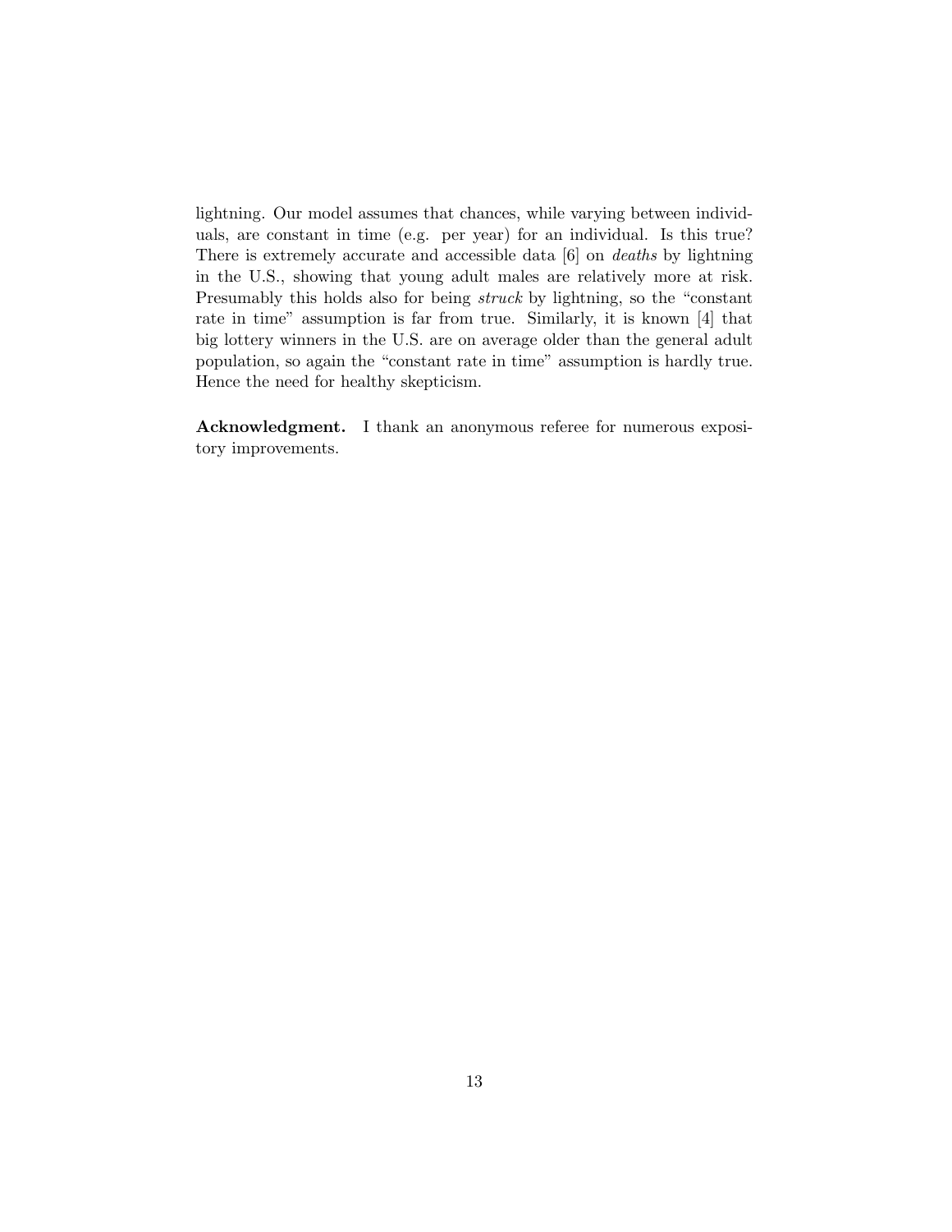lightning. Our model assumes that chances, while varying between individuals, are constant in time (e.g. per year) for an individual. Is this true? There is extremely accurate and accessible data [6] on *deaths* by lightning in the U.S., showing that young adult males are relatively more at risk. Presumably this holds also for being *struck* by lightning, so the "constant rate in time" assumption is far from true. Similarly, it is known [4] that big lottery winners in the U.S. are on average older than the general adult population, so again the "constant rate in time" assumption is hardly true. Hence the need for healthy skepticism.

**Acknowledgment.** I thank an anonymous referee for numerous expository improvements.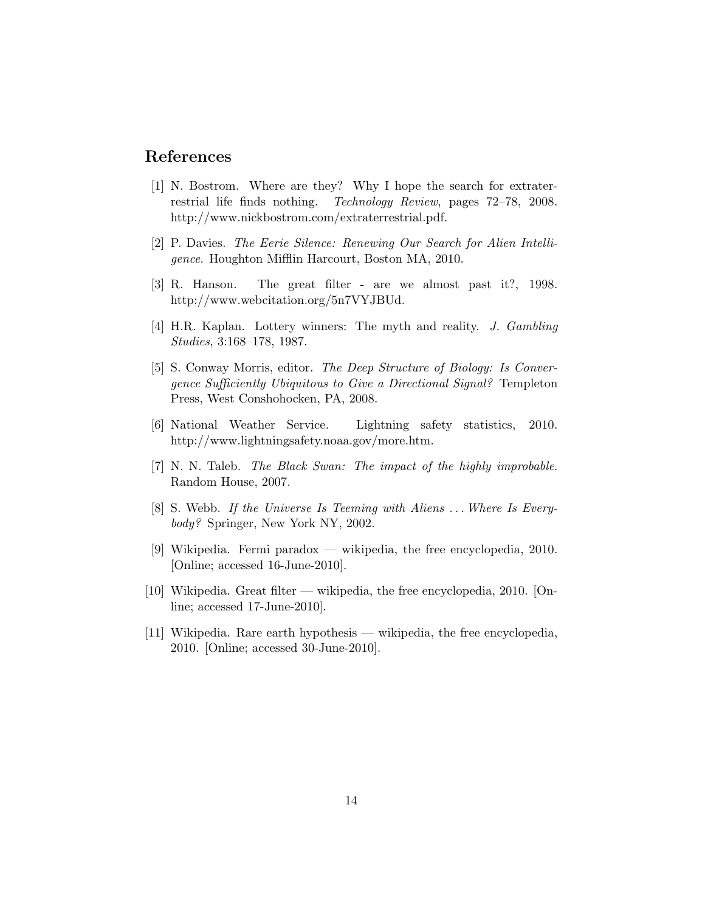## References

[1] N. Bostrom. Where are they? Why I hope the search for extraterrestrial life finds nothing. *Technology Review*, pages 72–78, 2008. http://www.nickbostrom.com/extraterrestrial.pdf.

[2] P. Davies. *The Eerie Silence: Renewing Our Search for Alien Intelligence*. Houghton Mifflin Harcourt, Boston MA, 2010.

[3] R. Hanson. The great filter - are we almost past it?, 1998. http://www.webcitation.org/5n7VYJBUd.

[4] H.R. Kaplan. Lottery winners: The myth and reality. *J. Gambling Studies*, 3:168–178, 1987.

[5] S. Conway Morris, editor. *The Deep Structure of Biology: Is Convergence Sufficiently Ubiquitous to Give a Directional Signal?* Templeton Press, West Conshohocken, PA, 2008.

[6] National Weather Service. Lightning safety statistics, 2010. http://www.lightningsafety.noaa.gov/more.htm.

[7] N. N. Taleb. *The Black Swan: The impact of the highly improbable*. Random House, 2007.

[8] S. Webb. *If the Universe Is Teeming with Aliens ... Where Is Everybody?* Springer, New York NY, 2002.

[9] Wikipedia. Fermi paradox — wikipedia, the free encyclopedia, 2010. [Online; accessed 16-June-2010].

[10] Wikipedia. Great filter — wikipedia, the free encyclopedia, 2010. [Online; accessed 17-June-2010].

[11] Wikipedia. Rare earth hypothesis — wikipedia, the free encyclopedia, 2010. [Online; accessed 30-June-2010].